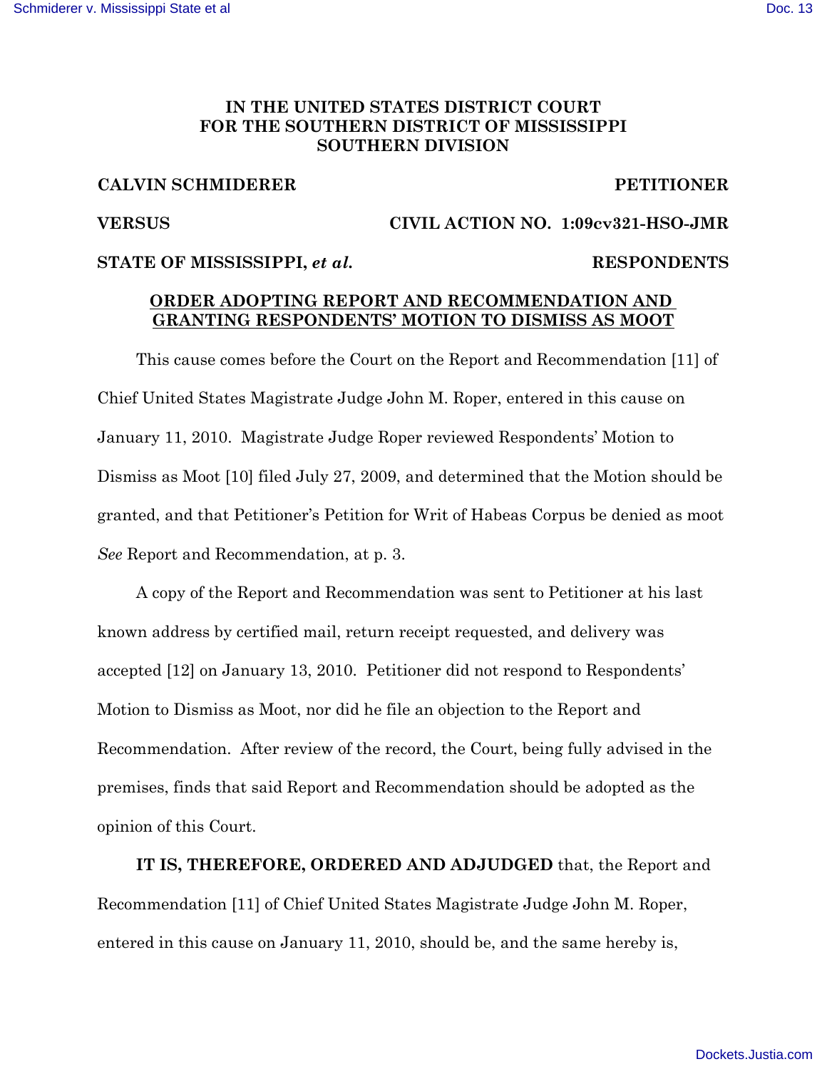**IN THE UNITED STATES DISTRICT COURT**
**FOR THE SOUTHERN DISTRICT OF MISSISSIPPI**
**SOUTHERN DIVISION**

**CALVIN SCHMIDERER** **PETITIONER**

**VERSUS** **CIVIL ACTION NO. 1:09cv321-HSO-JMR**

**STATE OF MISSISSIPPI, *et al.*** **RESPONDENTS**

**ORDER ADOPTING REPORT AND RECOMMENDATION AND GRANTING RESPONDENTS' MOTION TO DISMISS AS MOOT**

This cause comes before the Court on the Report and Recommendation [11] of Chief United States Magistrate Judge John M. Roper, entered in this cause on January 11, 2010. Magistrate Judge Roper reviewed Respondents' Motion to Dismiss as Moot [10] filed July 27, 2009, and determined that the Motion should be granted, and that Petitioner's Petition for Writ of Habeas Corpus be denied as moot *See* Report and Recommendation, at p. 3.

A copy of the Report and Recommendation was sent to Petitioner at his last known address by certified mail, return receipt requested, and delivery was accepted [12] on January 13, 2010. Petitioner did not respond to Respondents' Motion to Dismiss as Moot, nor did he file an objection to the Report and Recommendation. After review of the record, the Court, being fully advised in the premises, finds that said Report and Recommendation should be adopted as the opinion of this Court.

**IT IS, THEREFORE, ORDERED AND ADJUDGED** that, the Report and Recommendation [11] of Chief United States Magistrate Judge John M. Roper, entered in this cause on January 11, 2010, should be, and the same hereby is,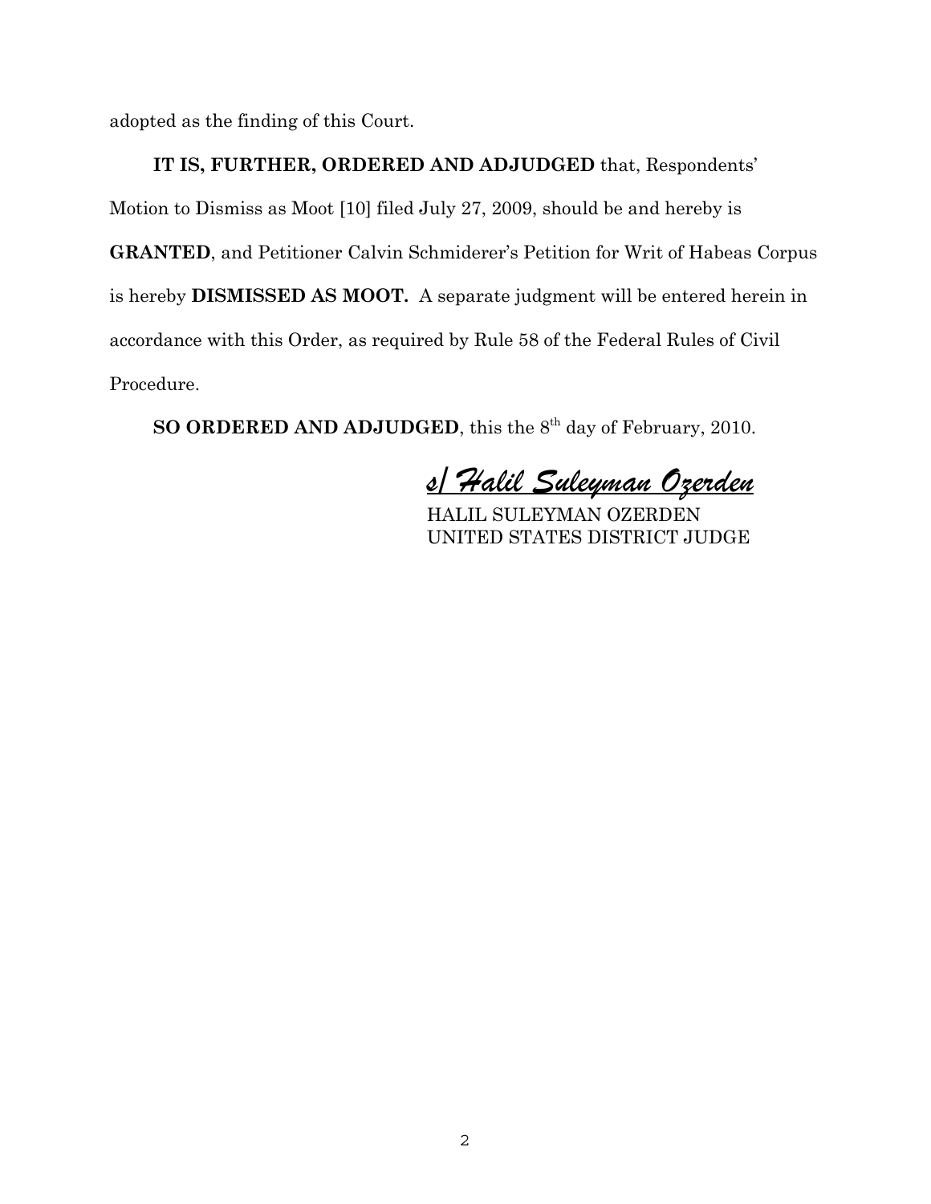adopted as the finding of this Court.

**IT IS, FURTHER, ORDERED AND ADJUDGED** that, Respondents' Motion to Dismiss as Moot [10] filed July 27, 2009, should be and hereby is **GRANTED**, and Petitioner Calvin Schmiderer's Petition for Writ of Habeas Corpus is hereby **DISMISSED AS MOOT.** A separate judgment will be entered herein in accordance with this Order, as required by Rule 58 of the Federal Rules of Civil Procedure.

**SO ORDERED AND ADJUDGED**, this the 8th day of February, 2010.

*s/ Halil Suleyman Ozerden*
HALIL SULEYMAN OZERDEN
UNITED STATES DISTRICT JUDGE